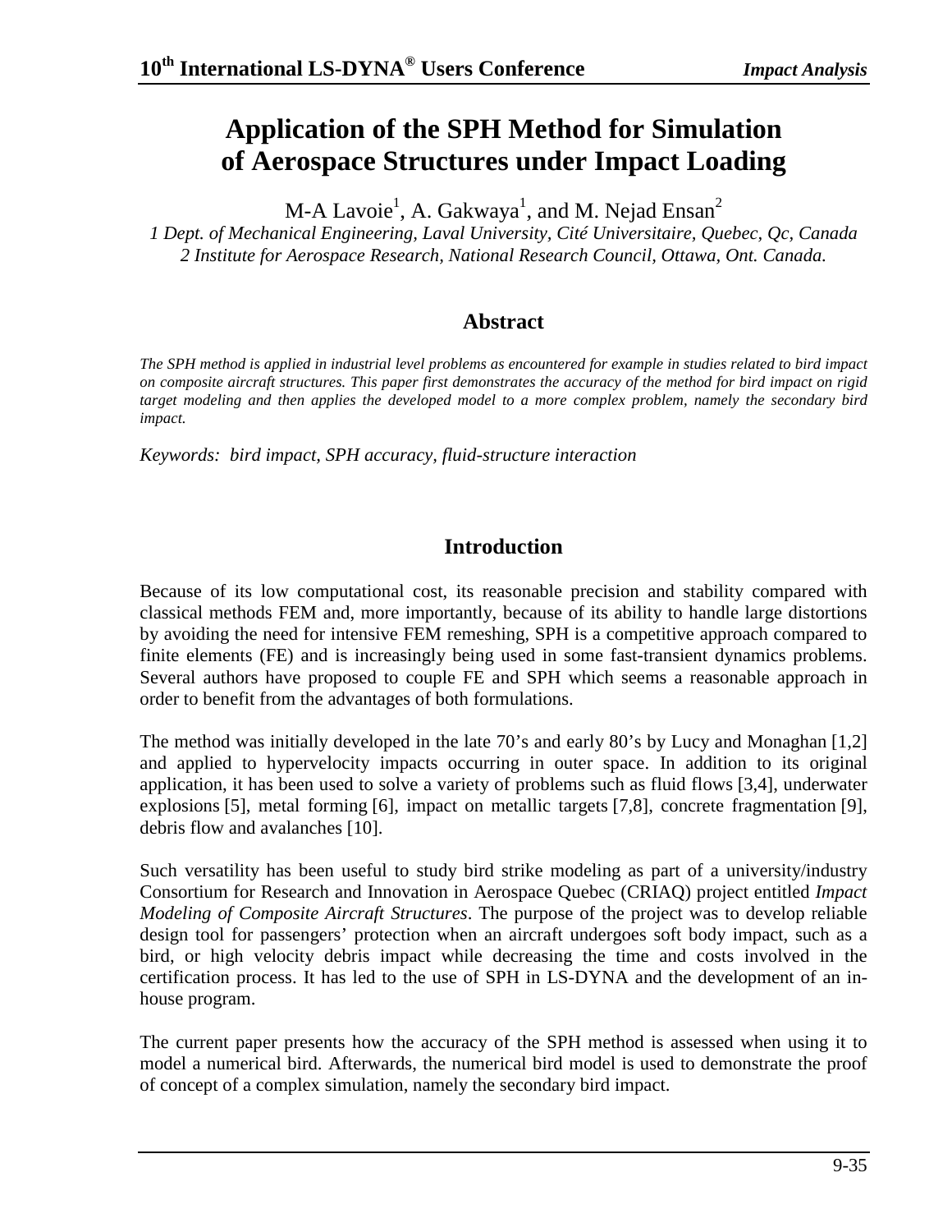# Application of the SPH Method for Simulation of Aerospace Structures under Impact Loading

M-A Lavoie[1], A. Gakwaya[1], and M. Nejad Ensan[2]

*1 Dept. of Mechanical Engineering, Laval University, Cité Universitaire, Quebec, Qc, Canada*
*2 Institute for Aerospace Research, National Research Council, Ottawa, Ont. Canada.*

## Abstract

*The SPH method is applied in industrial level problems as encountered for example in studies related to bird impact on composite aircraft structures. This paper first demonstrates the accuracy of the method for bird impact on rigid target modeling and then applies the developed model to a more complex problem, namely the secondary bird impact.*

*Keywords: bird impact, SPH accuracy, fluid-structure interaction*

## Introduction

Because of its low computational cost, its reasonable precision and stability compared with classical methods FEM and, more importantly, because of its ability to handle large distortions by avoiding the need for intensive FEM remeshing, SPH is a competitive approach compared to finite elements (FE) and is increasingly being used in some fast-transient dynamics problems. Several authors have proposed to couple FE and SPH which seems a reasonable approach in order to benefit from the advantages of both formulations.

The method was initially developed in the late 70's and early 80's by Lucy and Monaghan [1,2] and applied to hypervelocity impacts occurring in outer space. In addition to its original application, it has been used to solve a variety of problems such as fluid flows [3,4], underwater explosions [5], metal forming [6], impact on metallic targets [7,8], concrete fragmentation [9], debris flow and avalanches [10].

Such versatility has been useful to study bird strike modeling as part of a university/industry Consortium for Research and Innovation in Aerospace Quebec (CRIAQ) project entitled *Impact Modeling of Composite Aircraft Structures*. The purpose of the project was to develop reliable design tool for passengers' protection when an aircraft undergoes soft body impact, such as a bird, or high velocity debris impact while decreasing the time and costs involved in the certification process. It has led to the use of SPH in LS-DYNA and the development of an in-house program.

The current paper presents how the accuracy of the SPH method is assessed when using it to model a numerical bird. Afterwards, the numerical bird model is used to demonstrate the proof of concept of a complex simulation, namely the secondary bird impact.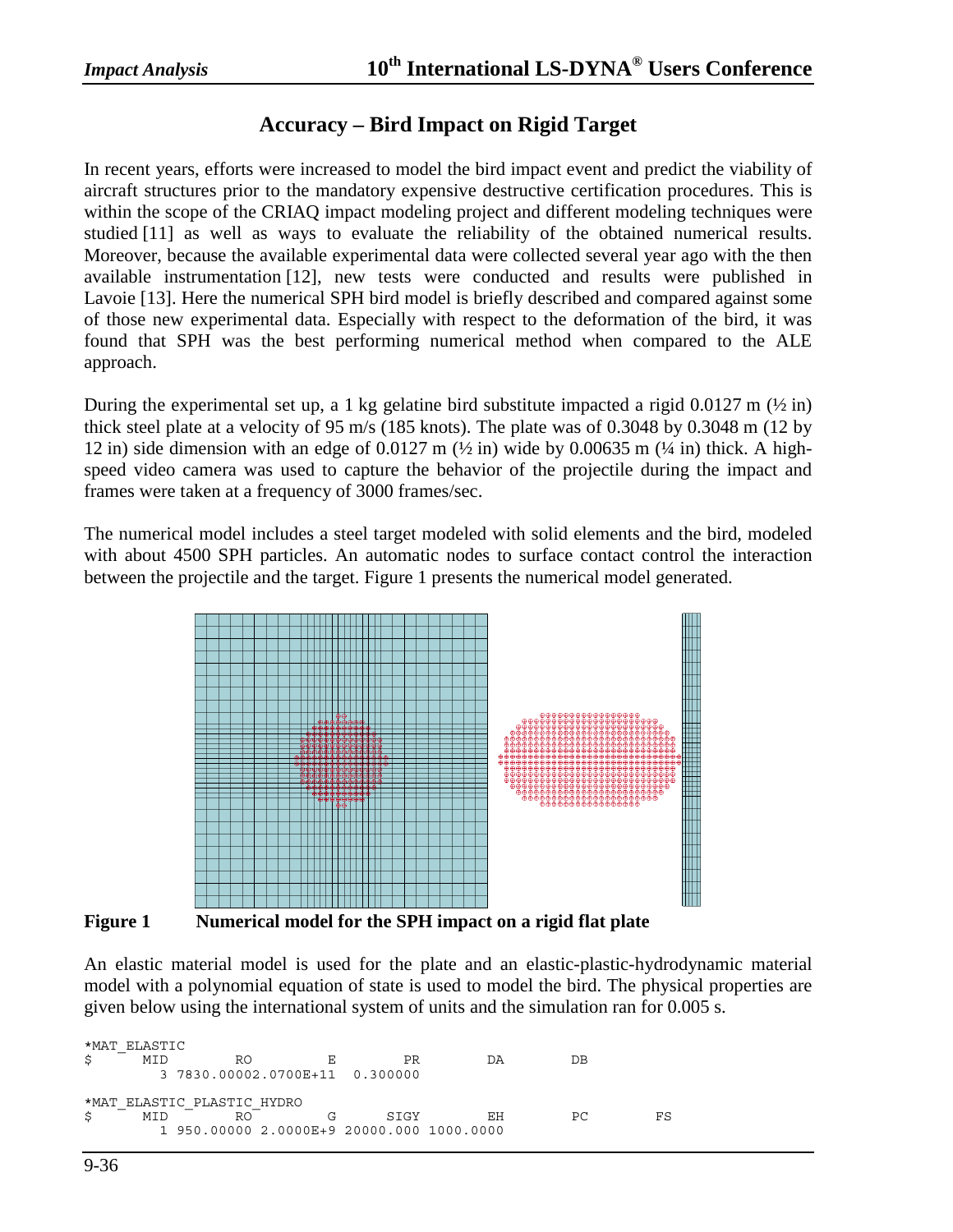## Accuracy – Bird Impact on Rigid Target

In recent years, efforts were increased to model the bird impact event and predict the viability of aircraft structures prior to the mandatory expensive destructive certification procedures. This is within the scope of the CRIAQ impact modeling project and different modeling techniques were studied [11] as well as ways to evaluate the reliability of the obtained numerical results. Moreover, because the available experimental data were collected several year ago with the then available instrumentation [12], new tests were conducted and results were published in Lavoie [13]. Here the numerical SPH bird model is briefly described and compared against some of those new experimental data. Especially with respect to the deformation of the bird, it was found that SPH was the best performing numerical method when compared to the ALE approach.

During the experimental set up, a 1 kg gelatine bird substitute impacted a rigid 0.0127 m (½ in) thick steel plate at a velocity of 95 m/s (185 knots). The plate was of 0.3048 by 0.3048 m (12 by 12 in) side dimension with an edge of 0.0127 m (½ in) wide by 0.00635 m (¼ in) thick. A high-speed video camera was used to capture the behavior of the projectile during the impact and frames were taken at a frequency of 3000 frames/sec.

The numerical model includes a steel target modeled with solid elements and the bird, modeled with about 4500 SPH particles. An automatic nodes to surface contact control the interaction between the projectile and the target. Figure 1 presents the numerical model generated.

**Figure 1** **Numerical model for the SPH impact on a rigid flat plate**

An elastic material model is used for the plate and an elastic-plastic-hydrodynamic material model with a polynomial equation of state is used to model the bird. The physical properties are given below using the international system of units and the simulation ran for 0.005 s.

```
*MAT_ELASTIC
$      MID        RO         E        PR        DA        DB
         3 7830.00002.0700E+11  0.300000

*MAT_ELASTIC_PLASTIC_HYDRO
$      MID        RO         G      SIGY        EH        PC        FS
         1 950.00000 2.0000E+9 20000.000 1000.0000
```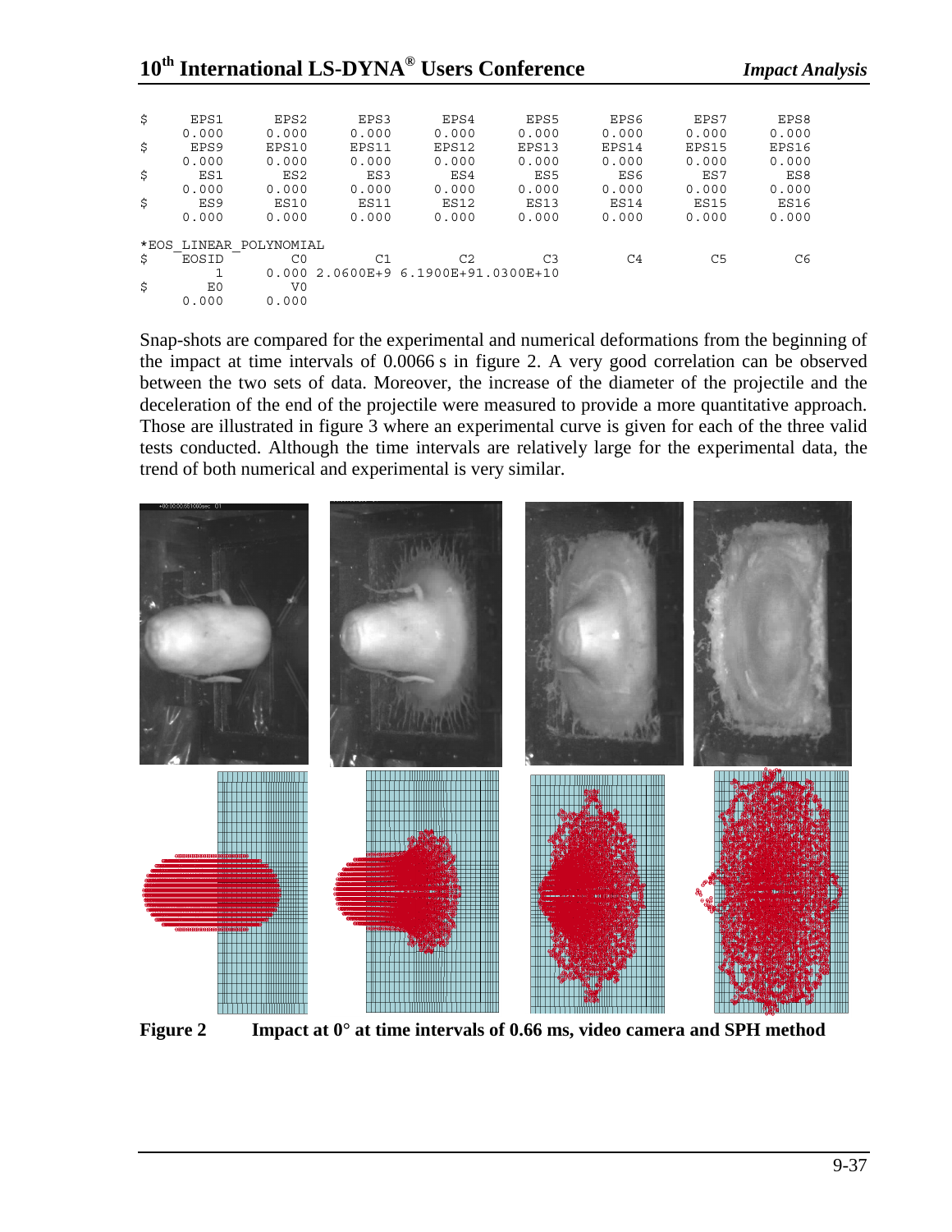```
$      EPS1      EPS2      EPS3      EPS4      EPS5      EPS6      EPS7      EPS8
      0.000     0.000     0.000     0.000     0.000     0.000     0.000     0.000
$      EPS9     EPS10     EPS11     EPS12     EPS13     EPS14     EPS15     EPS16
      0.000     0.000     0.000     0.000     0.000     0.000     0.000     0.000
$       ES1       ES2       ES3       ES4       ES5       ES6       ES7       ES8
      0.000     0.000     0.000     0.000     0.000     0.000     0.000     0.000
$       ES9      ES10      ES11      ES12      ES13      ES14      ES15      ES16
      0.000     0.000     0.000     0.000     0.000     0.000     0.000     0.000

*EOS_LINEAR_POLYNOMIAL
$     EOSID        C0        C1        C2        C3        C4        C5        C6
          1     0.000 2.0600E+9 6.1900E+91.0300E+10
$        E0        V0
      0.000     0.000
```

Snap-shots are compared for the experimental and numerical deformations from the beginning of the impact at time intervals of 0.0066 s in figure 2. A very good correlation can be observed between the two sets of data. Moreover, the increase of the diameter of the projectile and the deceleration of the end of the projectile were measured to provide a more quantitative approach. Those are illustrated in figure 3 where an experimental curve is given for each of the three valid tests conducted. Although the time intervals are relatively large for the experimental data, the trend of both numerical and experimental is very similar.

**Figure 2** Impact at 0° at time intervals of 0.66 ms, video camera and SPH method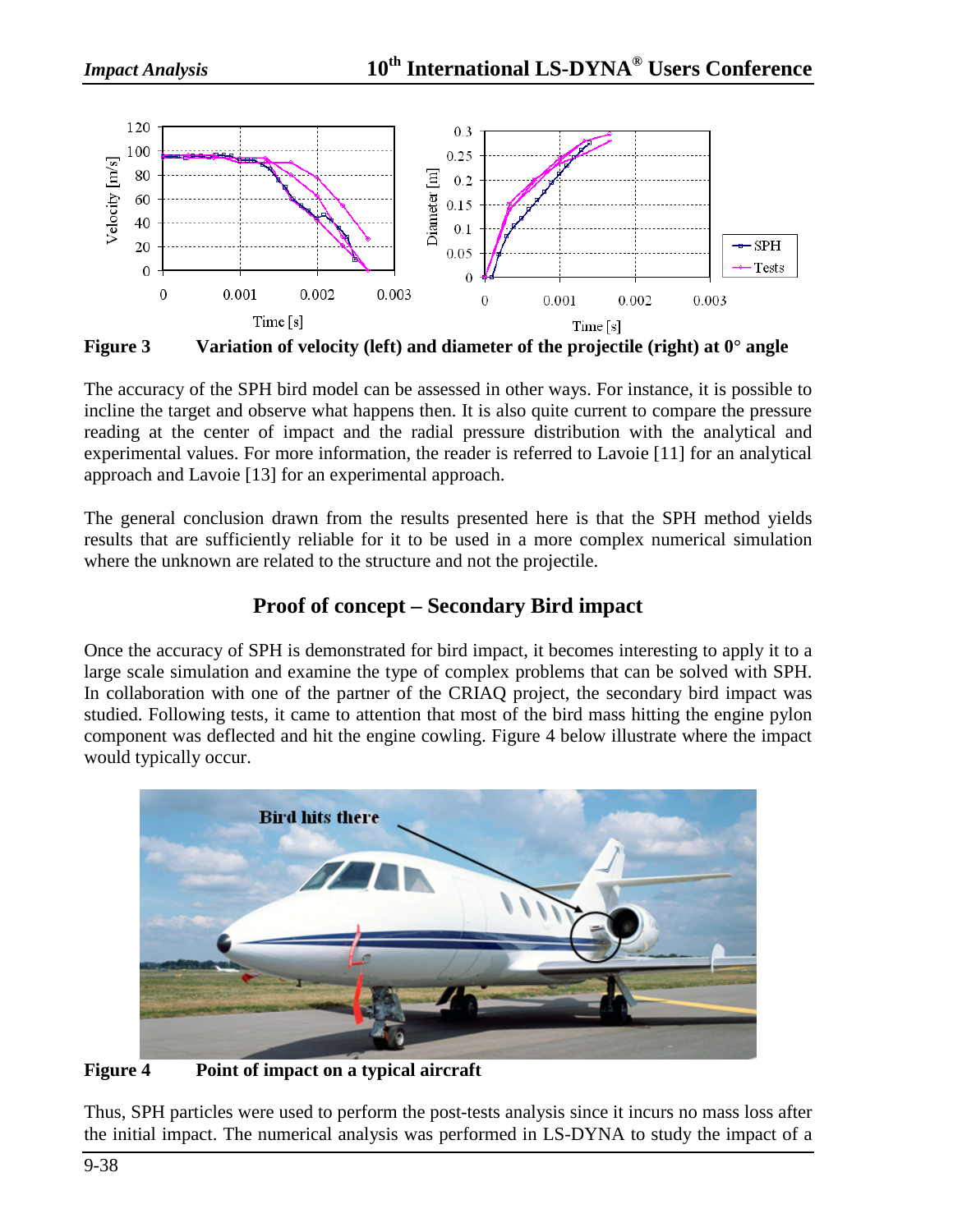**Figure 3 Variation of velocity (left) and diameter of the projectile (right) at 0° angle**

The accuracy of the SPH bird model can be assessed in other ways. For instance, it is possible to incline the target and observe what happens then. It is also quite current to compare the pressure reading at the center of impact and the radial pressure distribution with the analytical and experimental values. For more information, the reader is referred to Lavoie [11] for an analytical approach and Lavoie [13] for an experimental approach.

The general conclusion drawn from the results presented here is that the SPH method yields results that are sufficiently reliable for it to be used in a more complex numerical simulation where the unknown are related to the structure and not the projectile.

## Proof of concept – Secondary Bird impact

Once the accuracy of SPH is demonstrated for bird impact, it becomes interesting to apply it to a large scale simulation and examine the type of complex problems that can be solved with SPH. In collaboration with one of the partner of the CRIAQ project, the secondary bird impact was studied. Following tests, it came to attention that most of the bird mass hitting the engine pylon component was deflected and hit the engine cowling. Figure 4 below illustrate where the impact would typically occur.

**Figure 4 Point of impact on a typical aircraft**

Thus, SPH particles were used to perform the post-tests analysis since it incurs no mass loss after the initial impact. The numerical analysis was performed in LS-DYNA to study the impact of a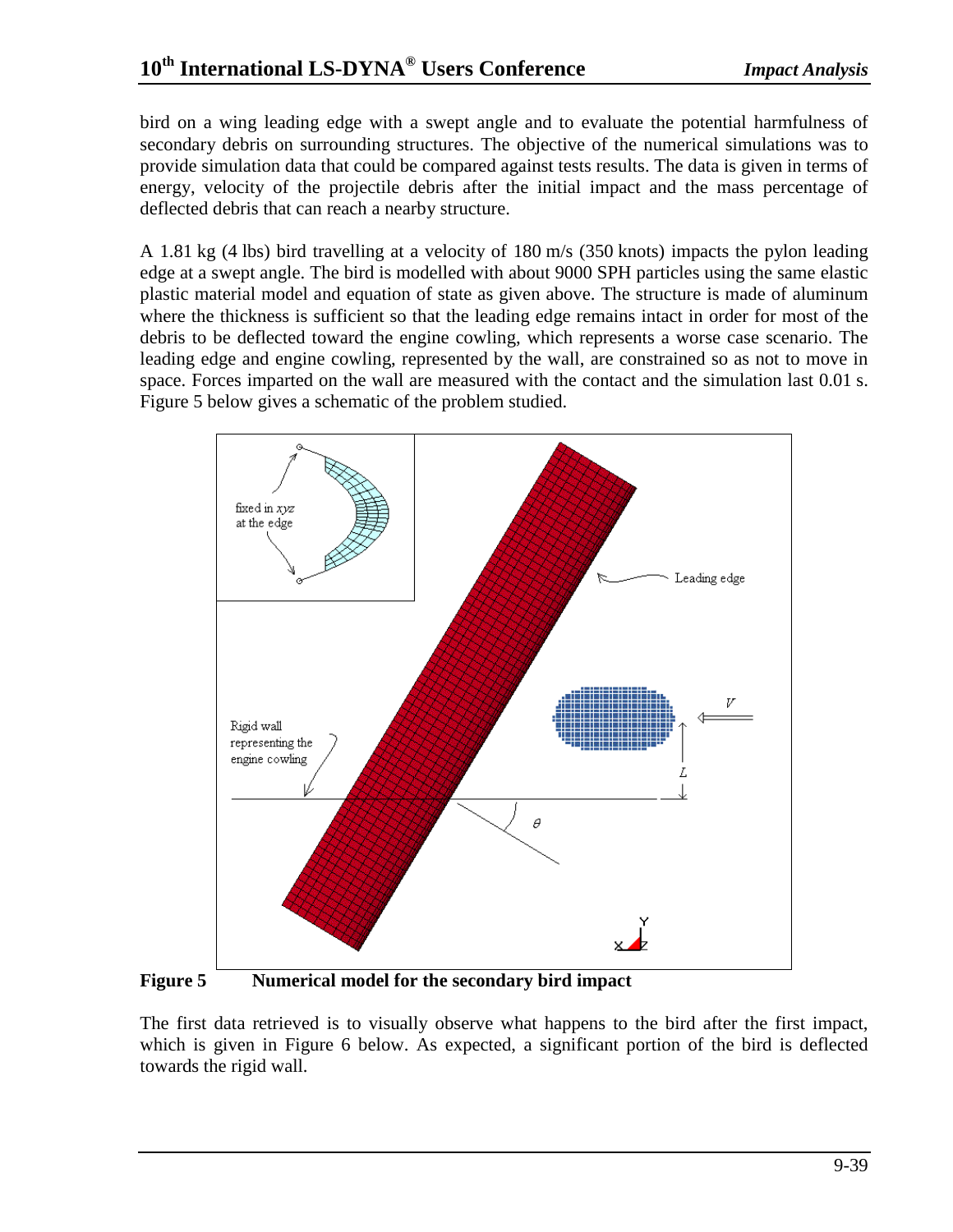bird on a wing leading edge with a swept angle and to evaluate the potential harmfulness of secondary debris on surrounding structures. The objective of the numerical simulations was to provide simulation data that could be compared against tests results. The data is given in terms of energy, velocity of the projectile debris after the initial impact and the mass percentage of deflected debris that can reach a nearby structure.

A 1.81 kg (4 lbs) bird travelling at a velocity of 180 m/s (350 knots) impacts the pylon leading edge at a swept angle. The bird is modelled with about 9000 SPH particles using the same elastic plastic material model and equation of state as given above. The structure is made of aluminum where the thickness is sufficient so that the leading edge remains intact in order for most of the debris to be deflected toward the engine cowling, which represents a worse case scenario. The leading edge and engine cowling, represented by the wall, are constrained so as not to move in space. Forces imparted on the wall are measured with the contact and the simulation last 0.01 s. Figure 5 below gives a schematic of the problem studied.

**Figure 5** **Numerical model for the secondary bird impact**

The first data retrieved is to visually observe what happens to the bird after the first impact, which is given in Figure 6 below. As expected, a significant portion of the bird is deflected towards the rigid wall.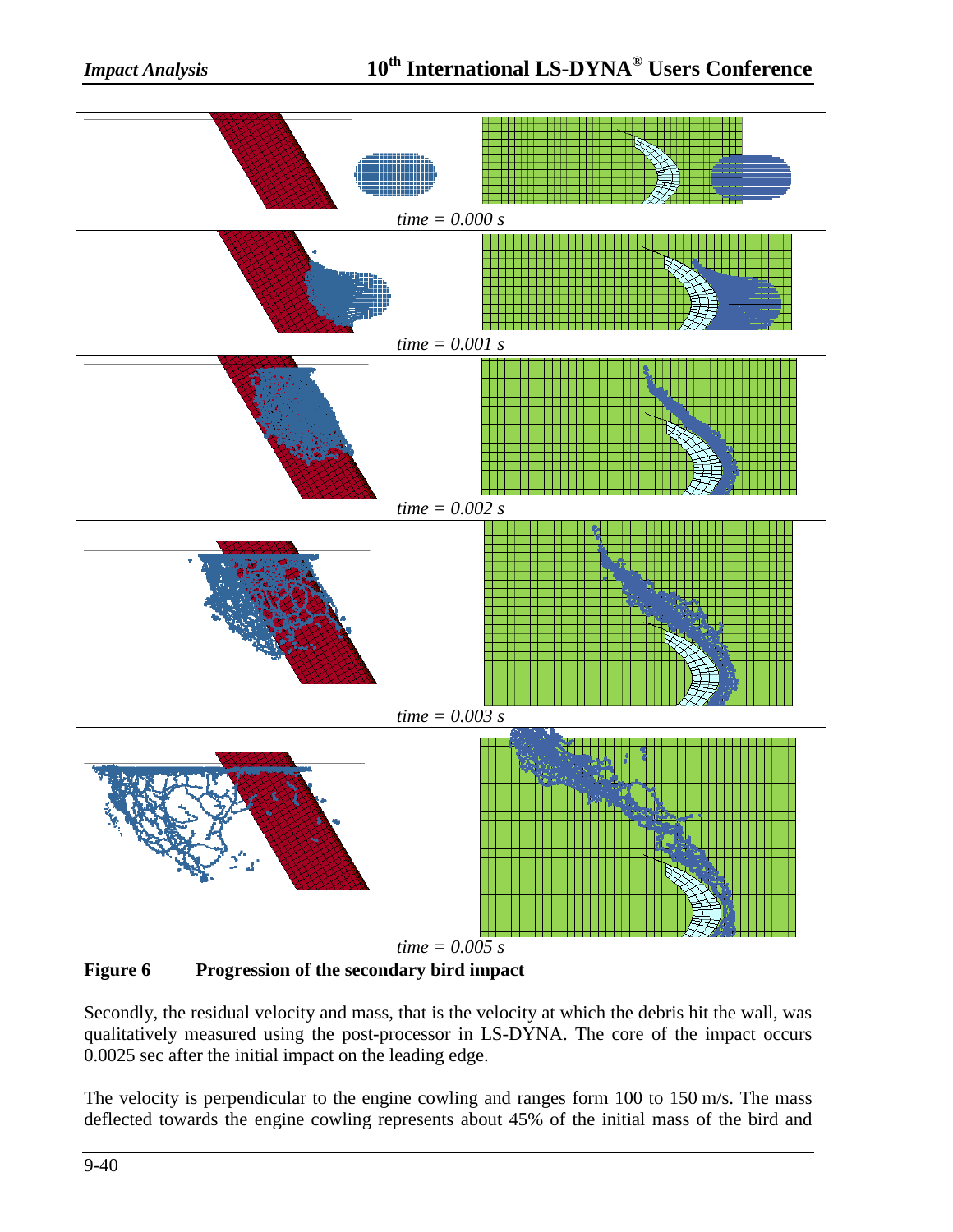time = 0.000 s

time = 0.001 s

time = 0.002 s

time = 0.003 s

time = 0.005 s

**Figure 6 Progression of the secondary bird impact**

Secondly, the residual velocity and mass, that is the velocity at which the debris hit the wall, was qualitatively measured using the post-processor in LS-DYNA. The core of the impact occurs 0.0025 sec after the initial impact on the leading edge.

The velocity is perpendicular to the engine cowling and ranges form 100 to 150 m/s. The mass deflected towards the engine cowling represents about 45% of the initial mass of the bird and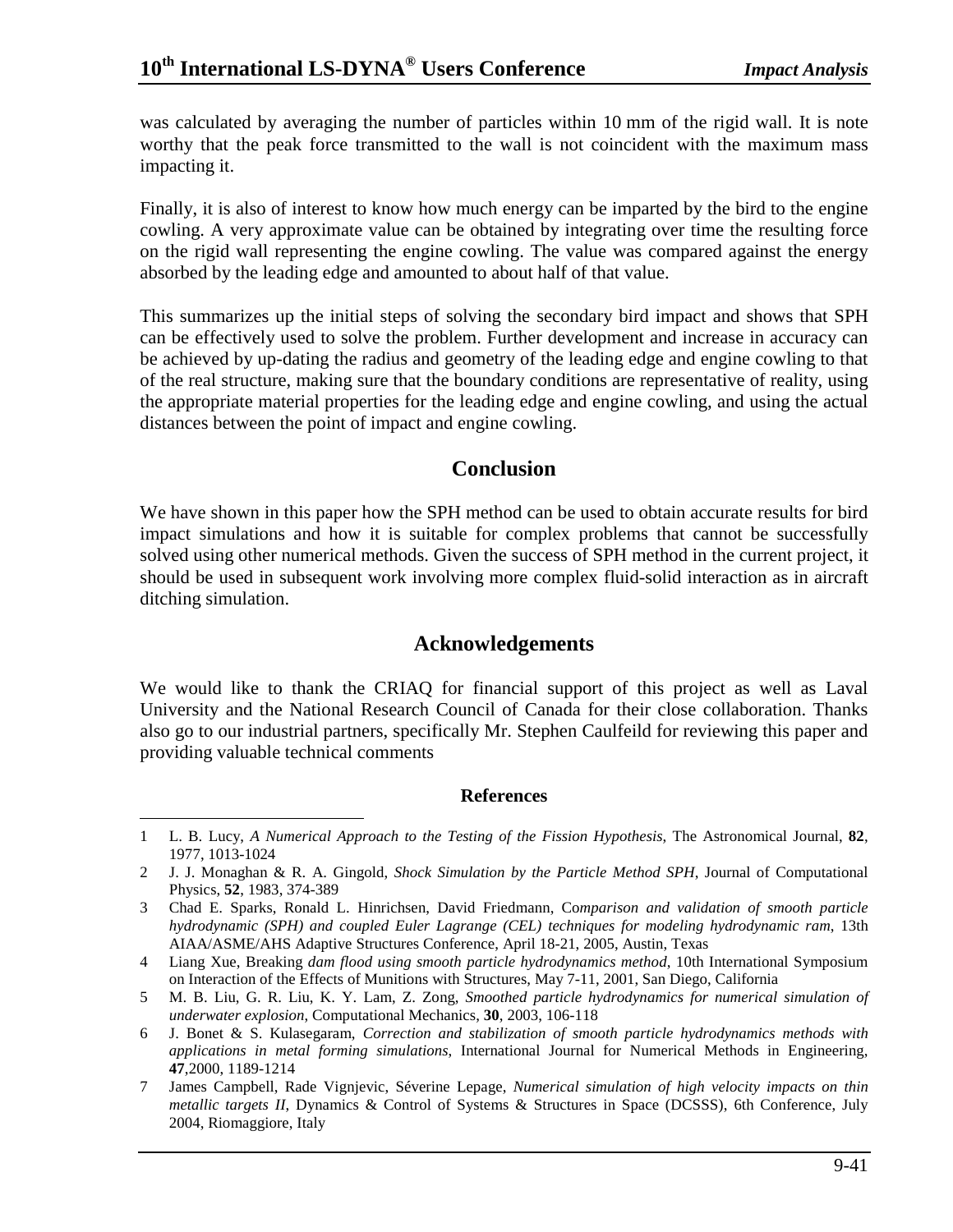was calculated by averaging the number of particles within 10 mm of the rigid wall. It is note worthy that the peak force transmitted to the wall is not coincident with the maximum mass impacting it.

Finally, it is also of interest to know how much energy can be imparted by the bird to the engine cowling. A very approximate value can be obtained by integrating over time the resulting force on the rigid wall representing the engine cowling. The value was compared against the energy absorbed by the leading edge and amounted to about half of that value.

This summarizes up the initial steps of solving the secondary bird impact and shows that SPH can be effectively used to solve the problem. Further development and increase in accuracy can be achieved by up-dating the radius and geometry of the leading edge and engine cowling to that of the real structure, making sure that the boundary conditions are representative of reality, using the appropriate material properties for the leading edge and engine cowling, and using the actual distances between the point of impact and engine cowling.

## Conclusion

We have shown in this paper how the SPH method can be used to obtain accurate results for bird impact simulations and how it is suitable for complex problems that cannot be successfully solved using other numerical methods. Given the success of SPH method in the current project, it should be used in subsequent work involving more complex fluid-solid interaction as in aircraft ditching simulation.

## Acknowledgements

We would like to thank the CRIAQ for financial support of this project as well as Laval University and the National Research Council of Canada for their close collaboration. Thanks also go to our industrial partners, specifically Mr. Stephen Caulfeild for reviewing this paper and providing valuable technical comments

### References

1. L. B. Lucy, *A Numerical Approach to the Testing of the Fission Hypothesis*, The Astronomical Journal, **82**, 1977, 1013-1024
2. J. J. Monaghan & R. A. Gingold, *Shock Simulation by the Particle Method SPH*, Journal of Computational Physics, **52**, 1983, 374-389
3. Chad E. Sparks, Ronald L. Hinrichsen, David Friedmann, Co*mparison and validation of smooth particle hydrodynamic (SPH) and coupled Euler Lagrange (CEL) techniques for modeling hydrodynamic ram*, 13th AIAA/ASME/AHS Adaptive Structures Conference, April 18-21, 2005, Austin, Texas
4. Liang Xue, Breaking *dam flood using smooth particle hydrodynamics method*, 10th International Symposium on Interaction of the Effects of Munitions with Structures, May 7-11, 2001, San Diego, California
5. M. B. Liu, G. R. Liu, K. Y. Lam, Z. Zong, *Smoothed particle hydrodynamics for numerical simulation of underwater explosion*, Computational Mechanics, **30**, 2003, 106-118
6. J. Bonet & S. Kulasegaram, *Correction and stabilization of smooth particle hydrodynamics methods with applications in metal forming simulations*, International Journal for Numerical Methods in Engineering, **47**,2000, 1189-1214
7. James Campbell, Rade Vignjevic, Séverine Lepage, *Numerical simulation of high velocity impacts on thin metallic targets II*, Dynamics & Control of Systems & Structures in Space (DCSSS), 6th Conference, July 2004, Riomaggiore, Italy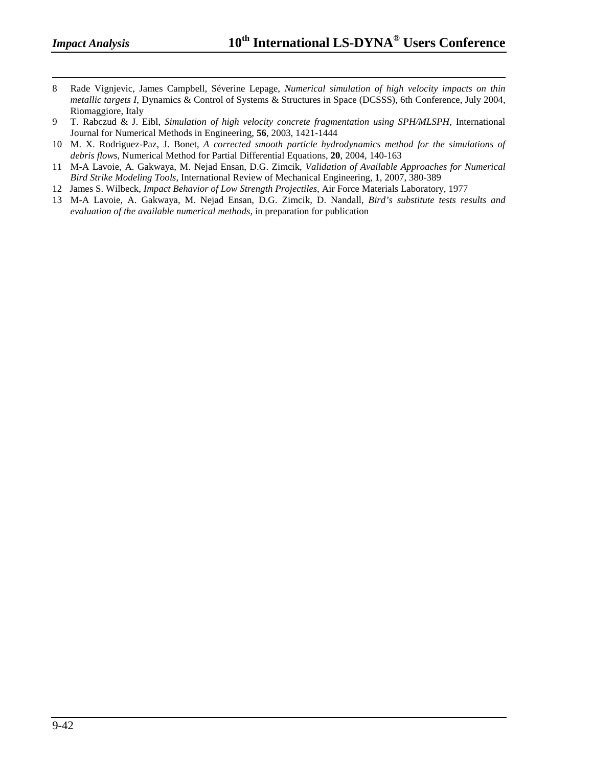8 Rade Vignjevic, James Campbell, Séverine Lepage, *Numerical simulation of high velocity impacts on thin metallic targets I*, Dynamics & Control of Systems & Structures in Space (DCSSS), 6th Conference, July 2004, Riomaggiore, Italy

9 T. Rabczud & J. Eibl, *Simulation of high velocity concrete fragmentation using SPH/MLSPH*, International Journal for Numerical Methods in Engineering, **56**, 2003, 1421-1444

10 M. X. Rodriguez-Paz, J. Bonet, *A corrected smooth particle hydrodynamics method for the simulations of debris flows*, Numerical Method for Partial Differential Equations, **20**, 2004, 140-163

11 M-A Lavoie, A. Gakwaya, M. Nejad Ensan, D.G. Zimcik, *Validation of Available Approaches for Numerical Bird Strike Modeling Tools*, International Review of Mechanical Engineering, **1**, 2007, 380-389

12 James S. Wilbeck, *Impact Behavior of Low Strength Projectiles*, Air Force Materials Laboratory, 1977

13 M-A Lavoie, A. Gakwaya, M. Nejad Ensan, D.G. Zimcik, D. Nandall, *Bird's substitute tests results and evaluation of the available numerical methods*, in preparation for publication